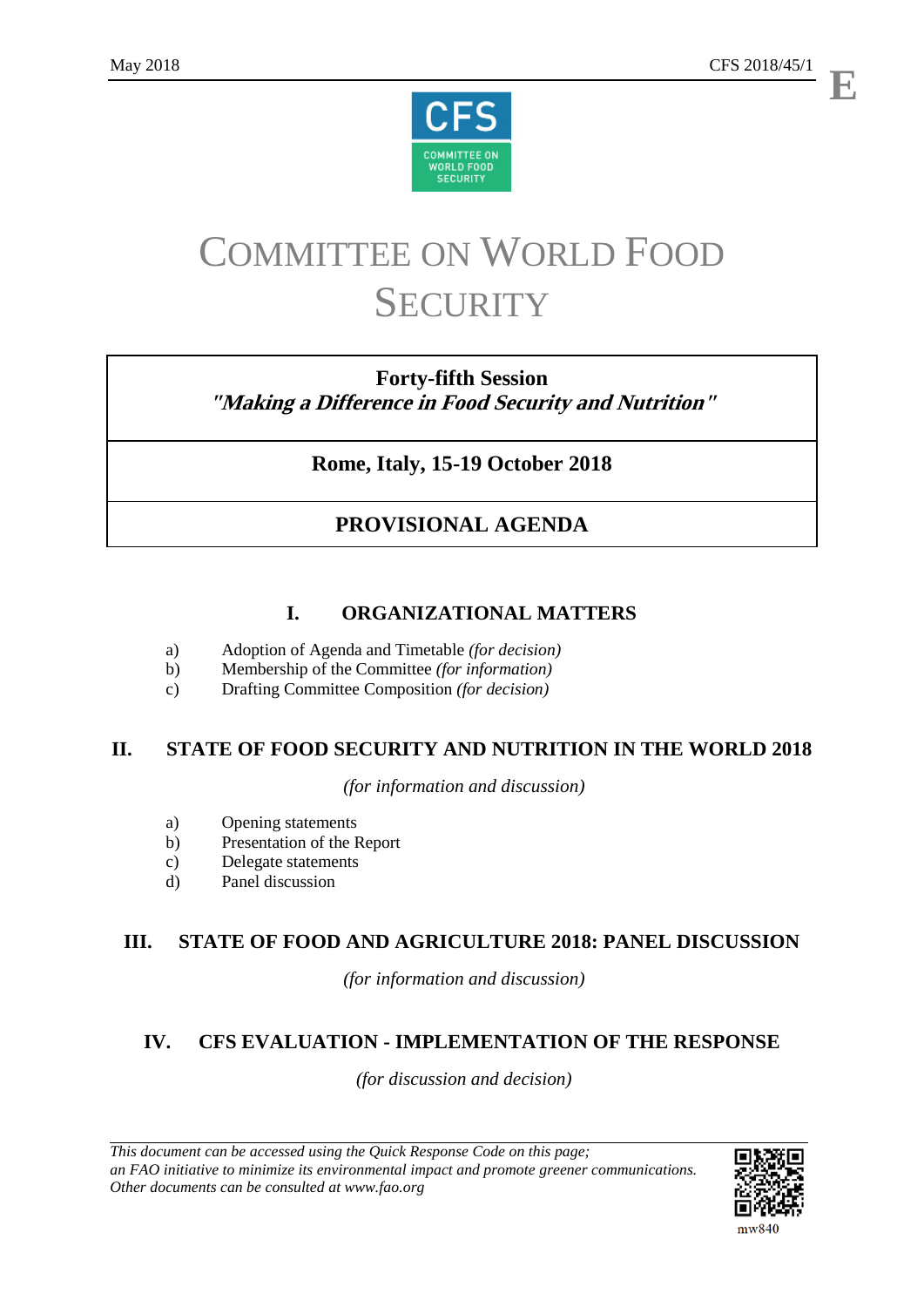# COMMITTEE ON WORLD FOOD SECURITY

**Forty-fifth Session**
***"Making a Difference in Food Security and Nutrition"***

**Rome, Italy, 15-19 October 2018**

## PROVISIONAL AGENDA

## I. ORGANIZATIONAL MATTERS

a) Adoption of Agenda and Timetable *(for decision)*
b) Membership of the Committee *(for information)*
c) Drafting Committee Composition *(for decision)*

## II. STATE OF FOOD SECURITY AND NUTRITION IN THE WORLD 2018

*(for information and discussion)*

a) Opening statements
b) Presentation of the Report
c) Delegate statements
d) Panel discussion

## III. STATE OF FOOD AND AGRICULTURE 2018: PANEL DISCUSSION

*(for information and discussion)*

## IV. CFS EVALUATION - IMPLEMENTATION OF THE RESPONSE

*(for discussion and decision)*

*This document can be accessed using the Quick Response Code on this page; an FAO initiative to minimize its environmental impact and promote greener communications. Other documents can be consulted at www.fao.org*

mw840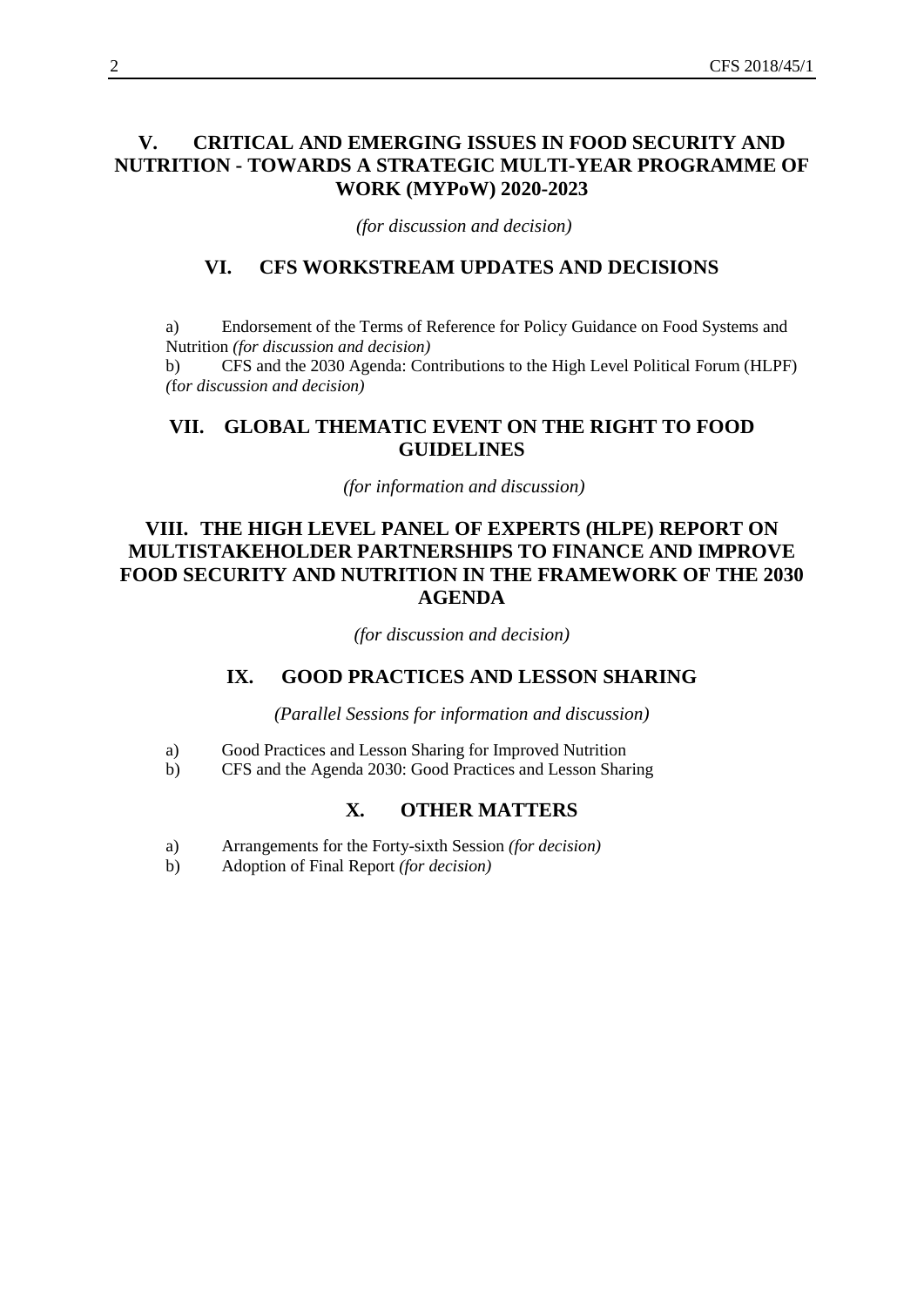## V. CRITICAL AND EMERGING ISSUES IN FOOD SECURITY AND NUTRITION - TOWARDS A STRATEGIC MULTI-YEAR PROGRAMME OF WORK (MYPoW) 2020-2023

*(for discussion and decision)*

## VI. CFS WORKSTREAM UPDATES AND DECISIONS

a) Endorsement of the Terms of Reference for Policy Guidance on Food Systems and Nutrition *(for discussion and decision)*
b) CFS and the 2030 Agenda: Contributions to the High Level Political Forum (HLPF) *(for discussion and decision)*

## VII. GLOBAL THEMATIC EVENT ON THE RIGHT TO FOOD GUIDELINES

*(for information and discussion)*

## VIII. THE HIGH LEVEL PANEL OF EXPERTS (HLPE) REPORT ON MULTISTAKEHOLDER PARTNERSHIPS TO FINANCE AND IMPROVE FOOD SECURITY AND NUTRITION IN THE FRAMEWORK OF THE 2030 AGENDA

*(for discussion and decision)*

## IX. GOOD PRACTICES AND LESSON SHARING

*(Parallel Sessions for information and discussion)*

a) Good Practices and Lesson Sharing for Improved Nutrition
b) CFS and the Agenda 2030: Good Practices and Lesson Sharing

## X. OTHER MATTERS

a) Arrangements for the Forty-sixth Session *(for decision)*
b) Adoption of Final Report *(for decision)*